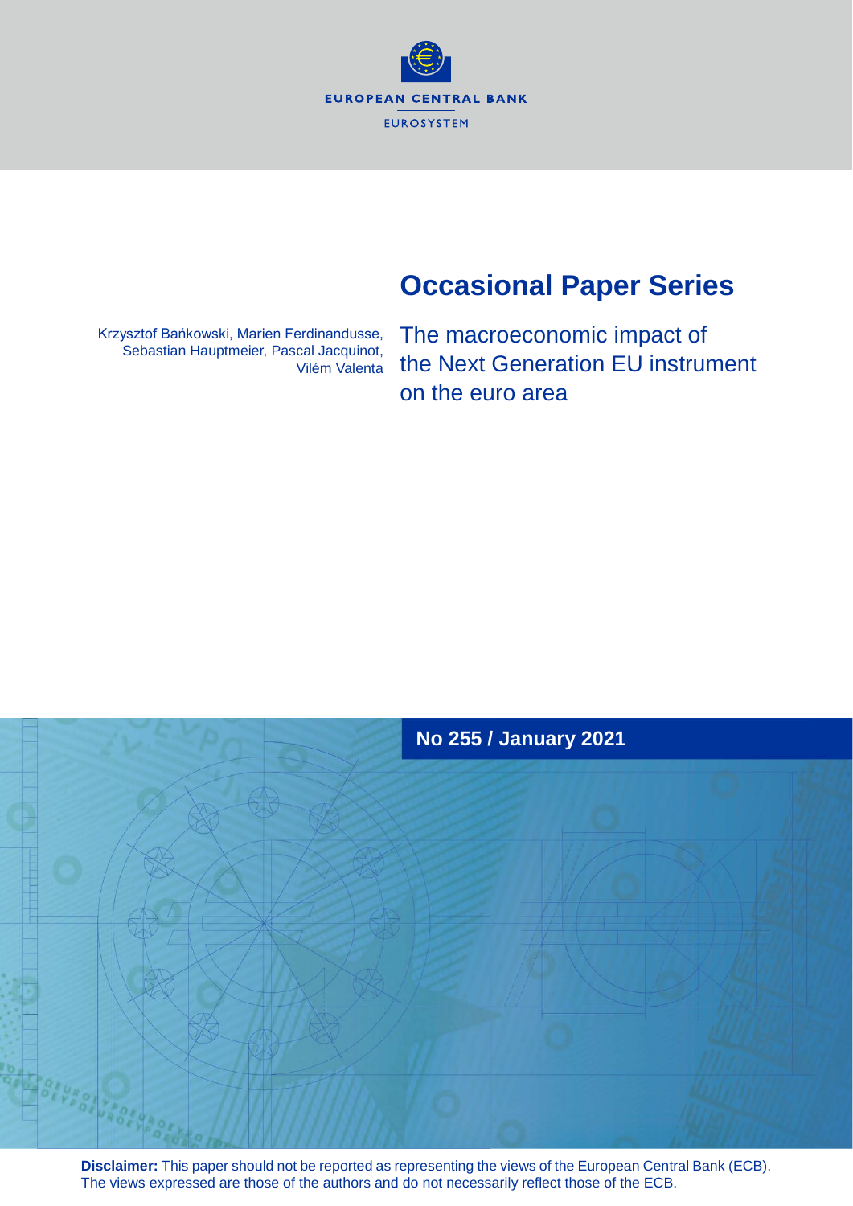EUROPEAN CENTRAL BANK

EUROSYSTEM

# Occasional Paper Series

Krzysztof Bańkowski, Marien Ferdinandusse, Sebastian Hauptmeier, Pascal Jacquinot, Vilém Valenta

## The macroeconomic impact of the Next Generation EU instrument on the euro area

**No 255 / January 2021**

**Disclaimer:** This paper should not be reported as representing the views of the European Central Bank (ECB). The views expressed are those of the authors and do not necessarily reflect those of the ECB.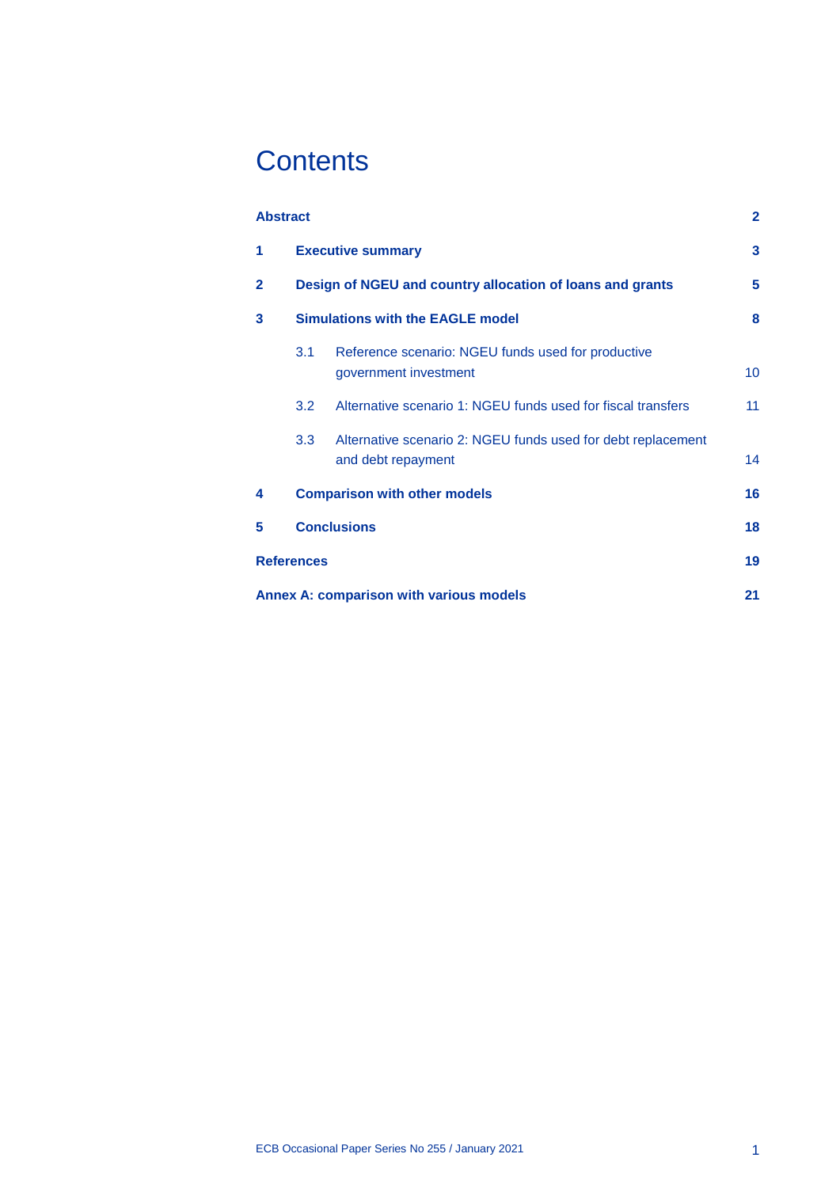# Contents

| | | |
|---|---|---|
| **Abstract** | | **2** |
| **1** | **Executive summary** | **3** |
| **2** | **Design of NGEU and country allocation of loans and grants** | **5** |
| **3** | **Simulations with the EAGLE model** | **8** |
| | 3.1 Reference scenario: NGEU funds used for productive government investment | 10 |
| | 3.2 Alternative scenario 1: NGEU funds used for fiscal transfers | 11 |
| | 3.3 Alternative scenario 2: NGEU funds used for debt replacement and debt repayment | 14 |
| **4** | **Comparison with other models** | **16** |
| **5** | **Conclusions** | **18** |
| **References** | | **19** |
| **Annex A: comparison with various models** | | **21** |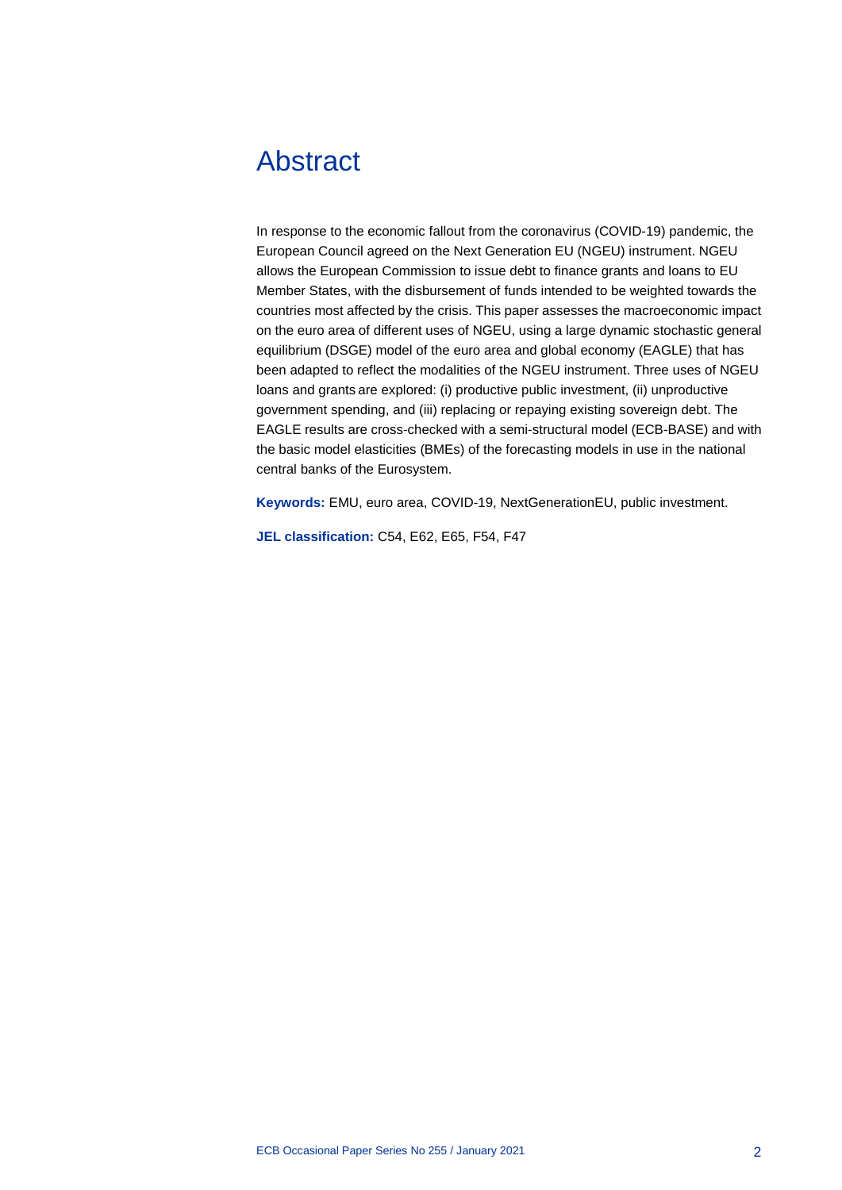# Abstract

In response to the economic fallout from the coronavirus (COVID-19) pandemic, the European Council agreed on the Next Generation EU (NGEU) instrument. NGEU allows the European Commission to issue debt to finance grants and loans to EU Member States, with the disbursement of funds intended to be weighted towards the countries most affected by the crisis. This paper assesses the macroeconomic impact on the euro area of different uses of NGEU, using a large dynamic stochastic general equilibrium (DSGE) model of the euro area and global economy (EAGLE) that has been adapted to reflect the modalities of the NGEU instrument. Three uses of NGEU loans and grants are explored: (i) productive public investment, (ii) unproductive government spending, and (iii) replacing or repaying existing sovereign debt. The EAGLE results are cross-checked with a semi-structural model (ECB-BASE) and with the basic model elasticities (BMEs) of the forecasting models in use in the national central banks of the Eurosystem.

**Keywords:** EMU, euro area, COVID-19, NextGenerationEU, public investment.

**JEL classification:** C54, E62, E65, F54, F47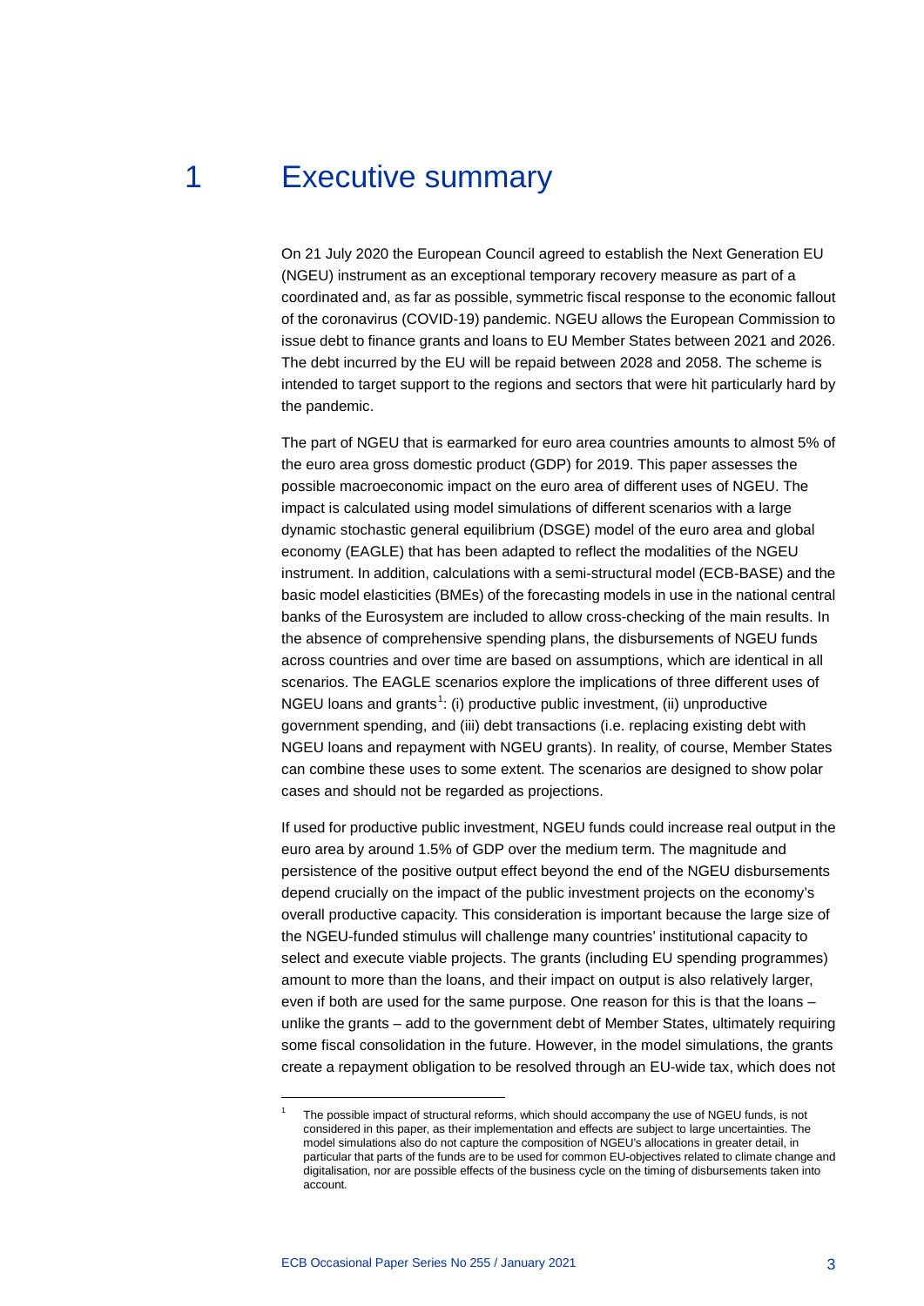# 1 Executive summary

On 21 July 2020 the European Council agreed to establish the Next Generation EU (NGEU) instrument as an exceptional temporary recovery measure as part of a coordinated and, as far as possible, symmetric fiscal response to the economic fallout of the coronavirus (COVID-19) pandemic. NGEU allows the European Commission to issue debt to finance grants and loans to EU Member States between 2021 and 2026. The debt incurred by the EU will be repaid between 2028 and 2058. The scheme is intended to target support to the regions and sectors that were hit particularly hard by the pandemic.

The part of NGEU that is earmarked for euro area countries amounts to almost 5% of the euro area gross domestic product (GDP) for 2019. This paper assesses the possible macroeconomic impact on the euro area of different uses of NGEU. The impact is calculated using model simulations of different scenarios with a large dynamic stochastic general equilibrium (DSGE) model of the euro area and global economy (EAGLE) that has been adapted to reflect the modalities of the NGEU instrument. In addition, calculations with a semi-structural model (ECB-BASE) and the basic model elasticities (BMEs) of the forecasting models in use in the national central banks of the Eurosystem are included to allow cross-checking of the main results. In the absence of comprehensive spending plans, the disbursements of NGEU funds across countries and over time are based on assumptions, which are identical in all scenarios. The EAGLE scenarios explore the implications of three different uses of NGEU loans and grants[1]: (i) productive public investment, (ii) unproductive government spending, and (iii) debt transactions (i.e. replacing existing debt with NGEU loans and repayment with NGEU grants). In reality, of course, Member States can combine these uses to some extent. The scenarios are designed to show polar cases and should not be regarded as projections.

If used for productive public investment, NGEU funds could increase real output in the euro area by around 1.5% of GDP over the medium term. The magnitude and persistence of the positive output effect beyond the end of the NGEU disbursements depend crucially on the impact of the public investment projects on the economy's overall productive capacity. This consideration is important because the large size of the NGEU-funded stimulus will challenge many countries' institutional capacity to select and execute viable projects. The grants (including EU spending programmes) amount to more than the loans, and their impact on output is also relatively larger, even if both are used for the same purpose. One reason for this is that the loans – unlike the grants – add to the government debt of Member States, ultimately requiring some fiscal consolidation in the future. However, in the model simulations, the grants create a repayment obligation to be resolved through an EU-wide tax, which does not

[1] The possible impact of structural reforms, which should accompany the use of NGEU funds, is not considered in this paper, as their implementation and effects are subject to large uncertainties. The model simulations also do not capture the composition of NGEU's allocations in greater detail, in particular that parts of the funds are to be used for common EU-objectives related to climate change and digitalisation, nor are possible effects of the business cycle on the timing of disbursements taken into account.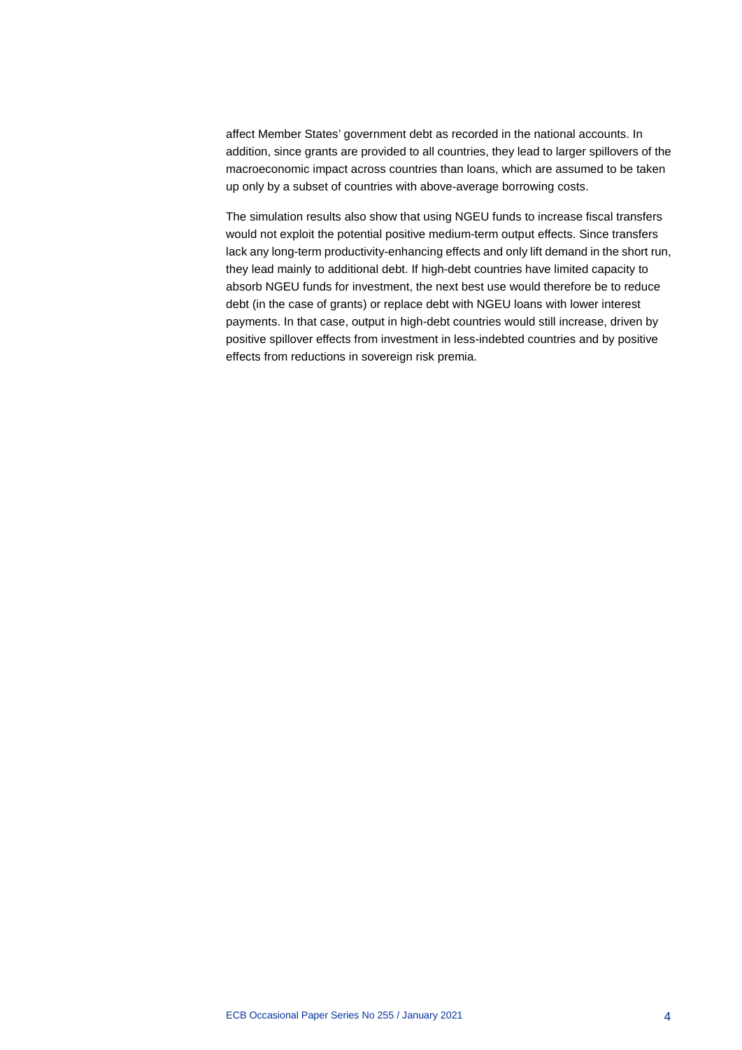affect Member States' government debt as recorded in the national accounts. In addition, since grants are provided to all countries, they lead to larger spillovers of the macroeconomic impact across countries than loans, which are assumed to be taken up only by a subset of countries with above-average borrowing costs.

The simulation results also show that using NGEU funds to increase fiscal transfers would not exploit the potential positive medium-term output effects. Since transfers lack any long-term productivity-enhancing effects and only lift demand in the short run, they lead mainly to additional debt. If high-debt countries have limited capacity to absorb NGEU funds for investment, the next best use would therefore be to reduce debt (in the case of grants) or replace debt with NGEU loans with lower interest payments. In that case, output in high-debt countries would still increase, driven by positive spillover effects from investment in less-indebted countries and by positive effects from reductions in sovereign risk premia.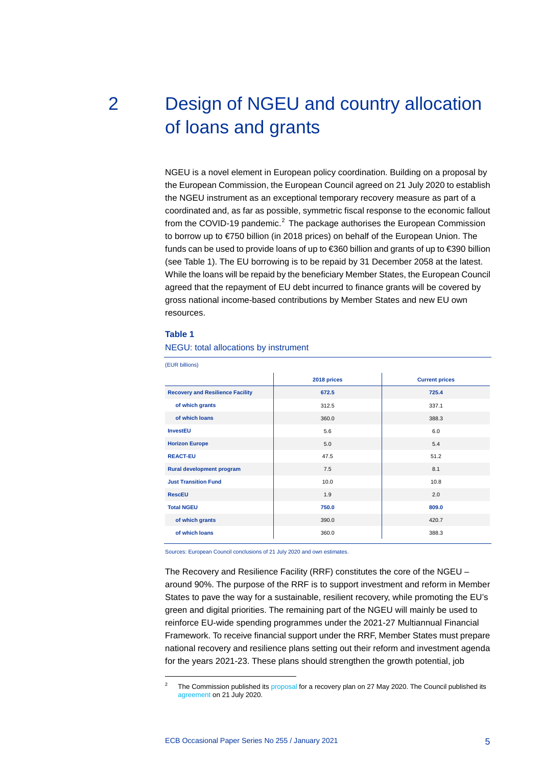# 2 Design of NGEU and country allocation of loans and grants

NGEU is a novel element in European policy coordination. Building on a proposal by the European Commission, the European Council agreed on 21 July 2020 to establish the NGEU instrument as an exceptional temporary recovery measure as part of a coordinated and, as far as possible, symmetric fiscal response to the economic fallout from the COVID-19 pandemic.[2] The package authorises the European Commission to borrow up to €750 billion (in 2018 prices) on behalf of the European Union. The funds can be used to provide loans of up to €360 billion and grants of up to €390 billion (see Table 1). The EU borrowing is to be repaid by 31 December 2058 at the latest. While the loans will be repaid by the beneficiary Member States, the European Council agreed that the repayment of EU debt incurred to finance grants will be covered by gross national income-based contributions by Member States and new EU own resources.

**Table 1**

NEGU: total allocations by instrument

(EUR billions)

| | 2018 prices | Current prices |
|---|---|---|
| **Recovery and Resilience Facility** | **672.5** | **725.4** |
| of which grants | 312.5 | 337.1 |
| of which loans | 360.0 | 388.3 |
| **InvestEU** | 5.6 | 6.0 |
| **Horizon Europe** | 5.0 | 5.4 |
| **REACT-EU** | 47.5 | 51.2 |
| **Rural development program** | 7.5 | 8.1 |
| **Just Transition Fund** | 10.0 | 10.8 |
| **RescEU** | 1.9 | 2.0 |
| **Total NGEU** | **750.0** | **809.0** |
| of which grants | 390.0 | 420.7 |
| of which loans | 360.0 | 388.3 |

Sources: European Council conclusions of 21 July 2020 and own estimates.

The Recovery and Resilience Facility (RRF) constitutes the core of the NGEU – around 90%. The purpose of the RRF is to support investment and reform in Member States to pave the way for a sustainable, resilient recovery, while promoting the EU's green and digital priorities. The remaining part of the NGEU will mainly be used to reinforce EU-wide spending programmes under the 2021-27 Multiannual Financial Framework. To receive financial support under the RRF, Member States must prepare national recovery and resilience plans setting out their reform and investment agenda for the years 2021-23. These plans should strengthen the growth potential, job

[2] The Commission published its proposal for a recovery plan on 27 May 2020. The Council published its agreement on 21 July 2020.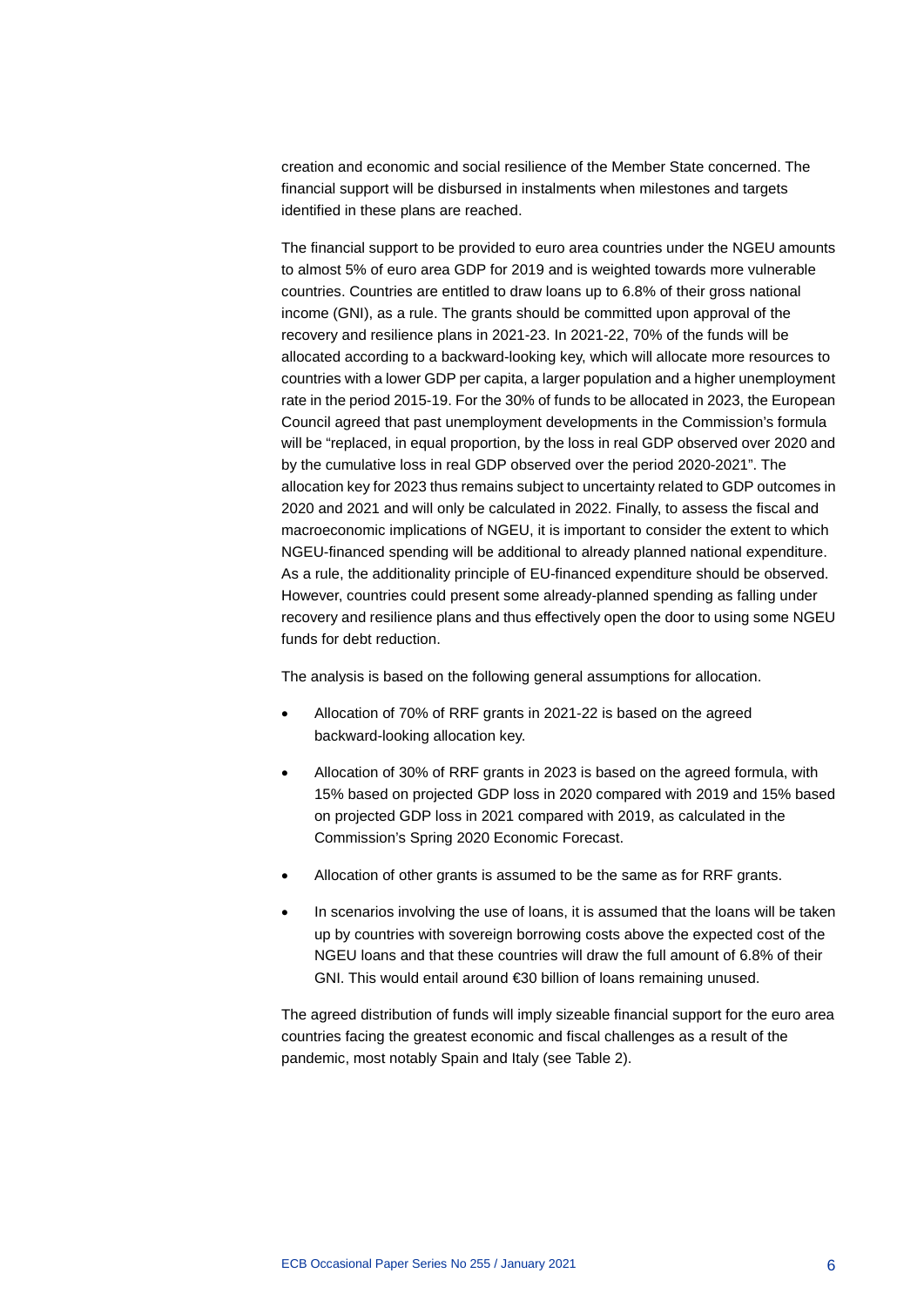creation and economic and social resilience of the Member State concerned. The financial support will be disbursed in instalments when milestones and targets identified in these plans are reached.

The financial support to be provided to euro area countries under the NGEU amounts to almost 5% of euro area GDP for 2019 and is weighted towards more vulnerable countries. Countries are entitled to draw loans up to 6.8% of their gross national income (GNI), as a rule. The grants should be committed upon approval of the recovery and resilience plans in 2021-23. In 2021-22, 70% of the funds will be allocated according to a backward-looking key, which will allocate more resources to countries with a lower GDP per capita, a larger population and a higher unemployment rate in the period 2015-19. For the 30% of funds to be allocated in 2023, the European Council agreed that past unemployment developments in the Commission's formula will be "replaced, in equal proportion, by the loss in real GDP observed over 2020 and by the cumulative loss in real GDP observed over the period 2020-2021". The allocation key for 2023 thus remains subject to uncertainty related to GDP outcomes in 2020 and 2021 and will only be calculated in 2022. Finally, to assess the fiscal and macroeconomic implications of NGEU, it is important to consider the extent to which NGEU-financed spending will be additional to already planned national expenditure. As a rule, the additionality principle of EU-financed expenditure should be observed. However, countries could present some already-planned spending as falling under recovery and resilience plans and thus effectively open the door to using some NGEU funds for debt reduction.

The analysis is based on the following general assumptions for allocation.

- Allocation of 70% of RRF grants in 2021-22 is based on the agreed backward-looking allocation key.
- Allocation of 30% of RRF grants in 2023 is based on the agreed formula, with 15% based on projected GDP loss in 2020 compared with 2019 and 15% based on projected GDP loss in 2021 compared with 2019, as calculated in the Commission's Spring 2020 Economic Forecast.
- Allocation of other grants is assumed to be the same as for RRF grants.
- In scenarios involving the use of loans, it is assumed that the loans will be taken up by countries with sovereign borrowing costs above the expected cost of the NGEU loans and that these countries will draw the full amount of 6.8% of their GNI. This would entail around €30 billion of loans remaining unused.

The agreed distribution of funds will imply sizeable financial support for the euro area countries facing the greatest economic and fiscal challenges as a result of the pandemic, most notably Spain and Italy (see Table 2).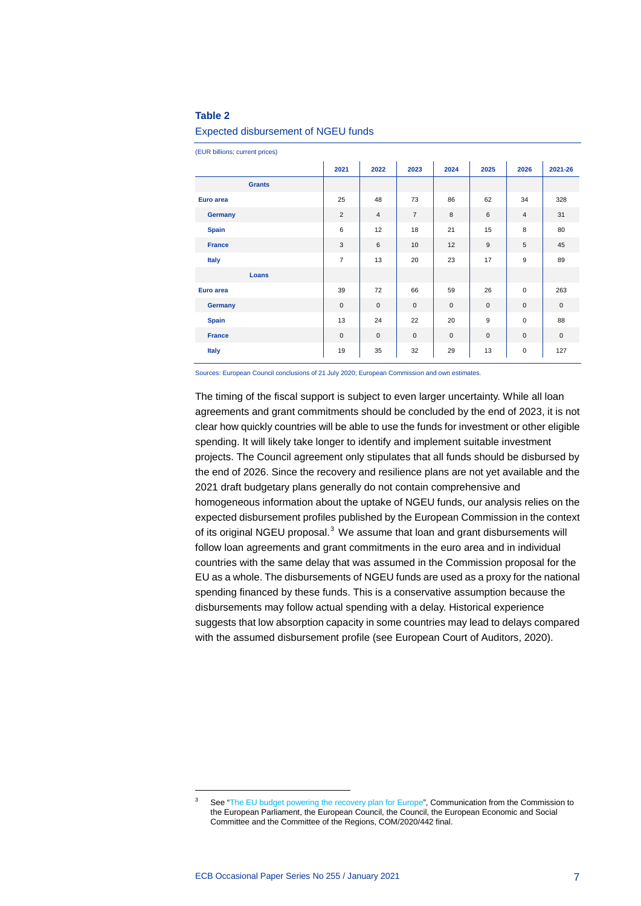**Table 2**

Expected disbursement of NGEU funds

(EUR billions; current prices)

| | 2021 | 2022 | 2023 | 2024 | 2025 | 2026 | 2021-26 |
|---|---|---|---|---|---|---|---|
| **Grants** | | | | | | | |
| **Euro area** | 25 | 48 | 73 | 86 | 62 | 34 | 328 |
| **Germany** | 2 | 4 | 7 | 8 | 6 | 4 | 31 |
| **Spain** | 6 | 12 | 18 | 21 | 15 | 8 | 80 |
| **France** | 3 | 6 | 10 | 12 | 9 | 5 | 45 |
| **Italy** | 7 | 13 | 20 | 23 | 17 | 9 | 89 |
| **Loans** | | | | | | | |
| **Euro area** | 39 | 72 | 66 | 59 | 26 | 0 | 263 |
| **Germany** | 0 | 0 | 0 | 0 | 0 | 0 | 0 |
| **Spain** | 13 | 24 | 22 | 20 | 9 | 0 | 88 |
| **France** | 0 | 0 | 0 | 0 | 0 | 0 | 0 |
| **Italy** | 19 | 35 | 32 | 29 | 13 | 0 | 127 |

Sources: European Council conclusions of 21 July 2020; European Commission and own estimates.

The timing of the fiscal support is subject to even larger uncertainty. While all loan agreements and grant commitments should be concluded by the end of 2023, it is not clear how quickly countries will be able to use the funds for investment or other eligible spending. It will likely take longer to identify and implement suitable investment projects. The Council agreement only stipulates that all funds should be disbursed by the end of 2026. Since the recovery and resilience plans are not yet available and the 2021 draft budgetary plans generally do not contain comprehensive and homogeneous information about the uptake of NGEU funds, our analysis relies on the expected disbursement profiles published by the European Commission in the context of its original NGEU proposal.[3] We assume that loan and grant disbursements will follow loan agreements and grant commitments in the euro area and in individual countries with the same delay that was assumed in the Commission proposal for the EU as a whole. The disbursements of NGEU funds are used as a proxy for the national spending financed by these funds. This is a conservative assumption because the disbursements may follow actual spending with a delay. Historical experience suggests that low absorption capacity in some countries may lead to delays compared with the assumed disbursement profile (see European Court of Auditors, 2020).

[3] See "The EU budget powering the recovery plan for Europe", Communication from the Commission to the European Parliament, the European Council, the Council, the European Economic and Social Committee and the Committee of the Regions, COM/2020/442 final.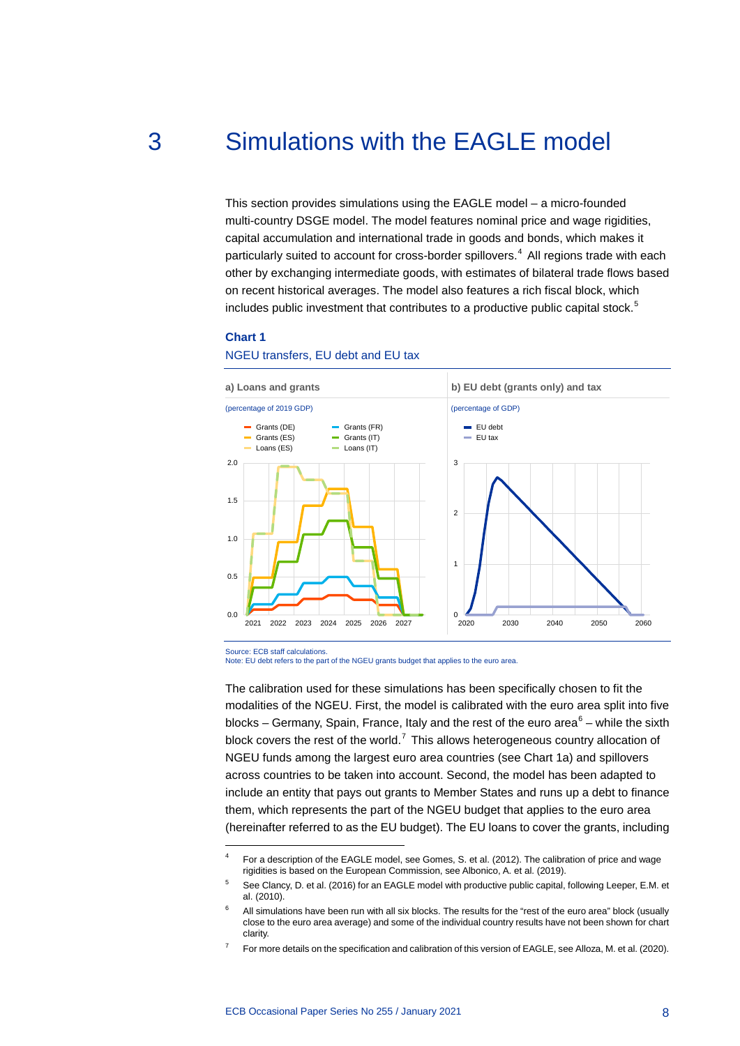# 3 Simulations with the EAGLE model

This section provides simulations using the EAGLE model – a micro-founded multi-country DSGE model. The model features nominal price and wage rigidities, capital accumulation and international trade in goods and bonds, which makes it particularly suited to account for cross-border spillovers.[4] All regions trade with each other by exchanging intermediate goods, with estimates of bilateral trade flows based on recent historical averages. The model also features a rich fiscal block, which includes public investment that contributes to a productive public capital stock.[5]

**Chart 1**

NGEU transfers, EU debt and EU tax

a) Loans and grants

(percentage of 2019 GDP)

b) EU debt (grants only) and tax

(percentage of GDP)

Source: ECB staff calculations.
Note: EU debt refers to the part of the NGEU grants budget that applies to the euro area.

The calibration used for these simulations has been specifically chosen to fit the modalities of the NGEU. First, the model is calibrated with the euro area split into five blocks – Germany, Spain, France, Italy and the rest of the euro area[6] – while the sixth block covers the rest of the world.[7] This allows heterogeneous country allocation of NGEU funds among the largest euro area countries (see Chart 1a) and spillovers across countries to be taken into account. Second, the model has been adapted to include an entity that pays out grants to Member States and runs up a debt to finance them, which represents the part of the NGEU budget that applies to the euro area (hereinafter referred to as the EU budget). The EU loans to cover the grants, including

---

[4] For a description of the EAGLE model, see Gomes, S. et al. (2012). The calibration of price and wage rigidities is based on the European Commission, see Albonico, A. et al. (2019).

[5] See Clancy, D. et al. (2016) for an EAGLE model with productive public capital, following Leeper, E.M. et al. (2010).

[6] All simulations have been run with all six blocks. The results for the "rest of the euro area" block (usually close to the euro area average) and some of the individual country results have not been shown for chart clarity.

[7] For more details on the specification and calibration of this version of EAGLE, see Alloza, M. et al. (2020).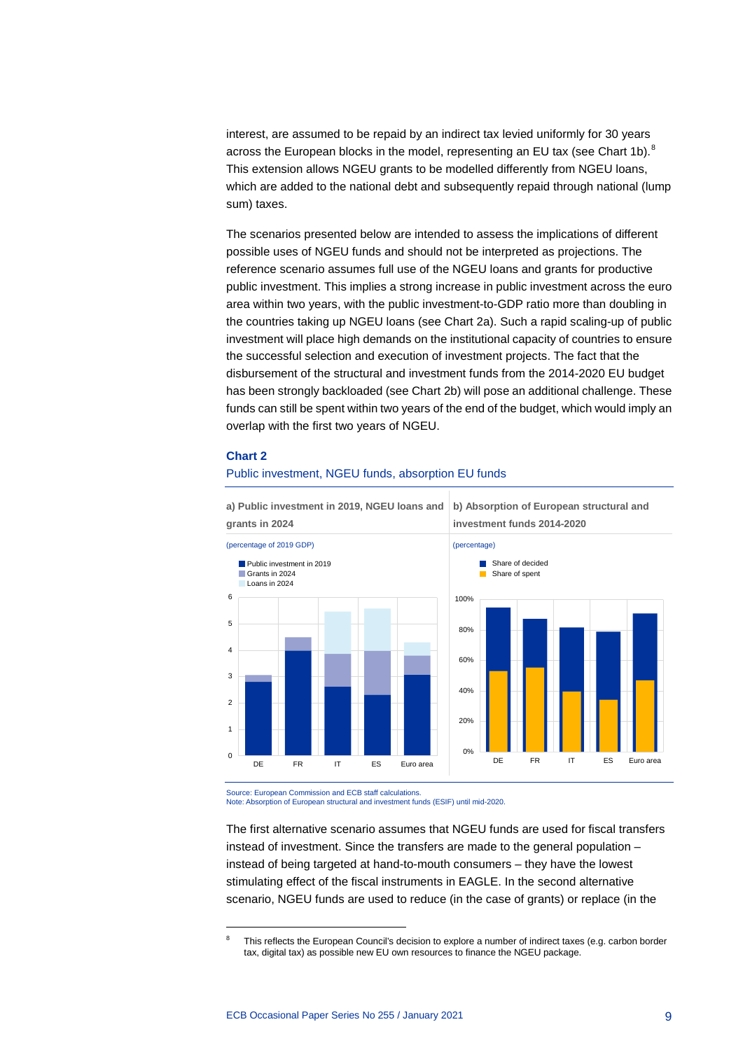interest, are assumed to be repaid by an indirect tax levied uniformly for 30 years across the European blocks in the model, representing an EU tax (see Chart 1b).[8] This extension allows NGEU grants to be modelled differently from NGEU loans, which are added to the national debt and subsequently repaid through national (lump sum) taxes.

The scenarios presented below are intended to assess the implications of different possible uses of NGEU funds and should not be interpreted as projections. The reference scenario assumes full use of the NGEU loans and grants for productive public investment. This implies a strong increase in public investment across the euro area within two years, with the public investment-to-GDP ratio more than doubling in the countries taking up NGEU loans (see Chart 2a). Such a rapid scaling-up of public investment will place high demands on the institutional capacity of countries to ensure the successful selection and execution of investment projects. The fact that the disbursement of the structural and investment funds from the 2014-2020 EU budget has been strongly backloaded (see Chart 2b) will pose an additional challenge. These funds can still be spent within two years of the end of the budget, which would imply an overlap with the first two years of NGEU.

**Chart 2**

Public investment, NGEU funds, absorption EU funds

**a) Public investment in 2019, NGEU loans and grants in 2024**

(percentage of 2019 GDP)

**b) Absorption of European structural and investment funds 2014-2020**

(percentage)

Source: European Commission and ECB staff calculations.
Note: Absorption of European structural and investment funds (ESIF) until mid-2020.

The first alternative scenario assumes that NGEU funds are used for fiscal transfers instead of investment. Since the transfers are made to the general population – instead of being targeted at hand-to-mouth consumers – they have the lowest stimulating effect of the fiscal instruments in EAGLE. In the second alternative scenario, NGEU funds are used to reduce (in the case of grants) or replace (in the

[8] This reflects the European Council's decision to explore a number of indirect taxes (e.g. carbon border tax, digital tax) as possible new EU own resources to finance the NGEU package.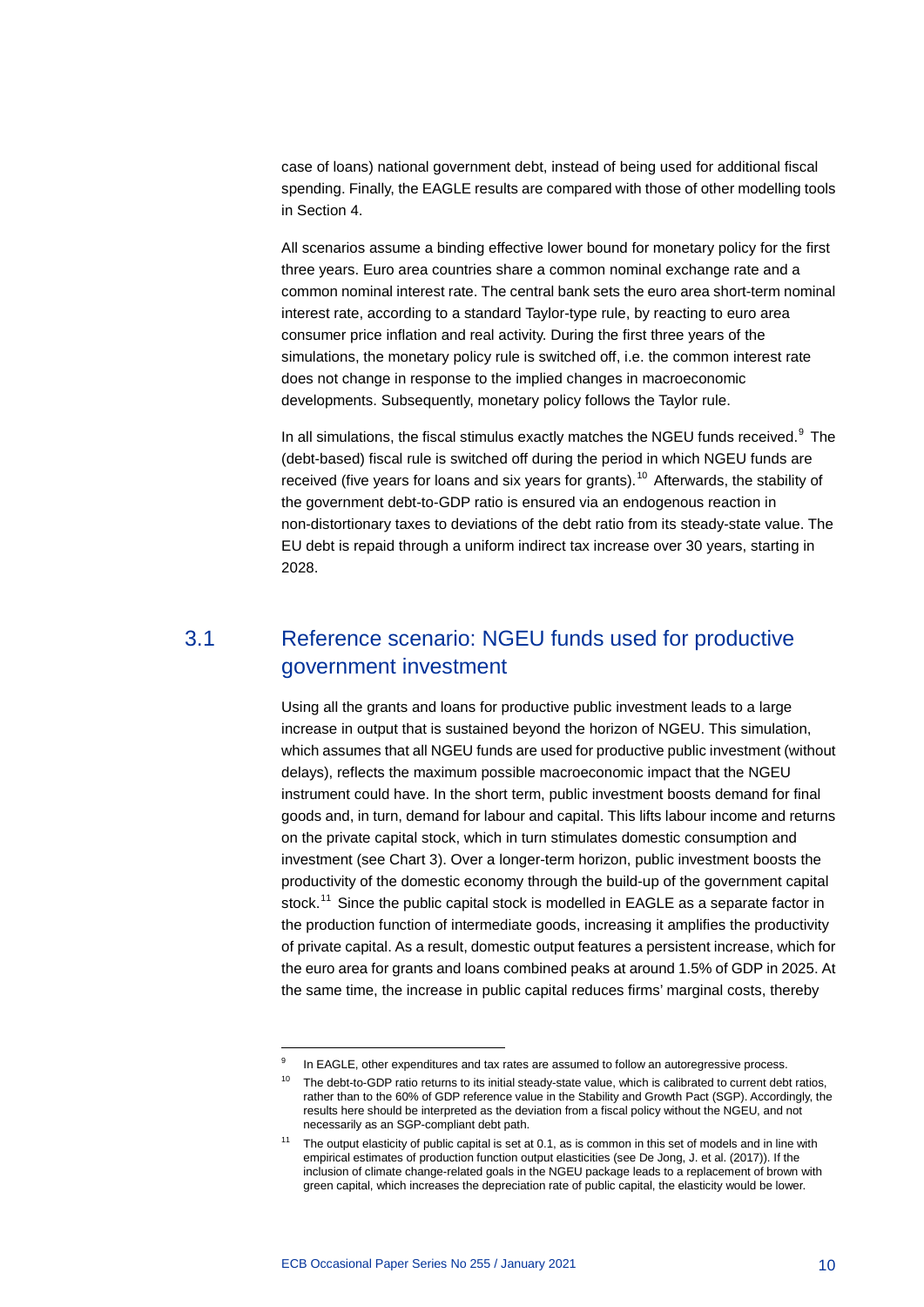case of loans) national government debt, instead of being used for additional fiscal spending. Finally, the EAGLE results are compared with those of other modelling tools in Section 4.

All scenarios assume a binding effective lower bound for monetary policy for the first three years. Euro area countries share a common nominal exchange rate and a common nominal interest rate. The central bank sets the euro area short-term nominal interest rate, according to a standard Taylor-type rule, by reacting to euro area consumer price inflation and real activity. During the first three years of the simulations, the monetary policy rule is switched off, i.e. the common interest rate does not change in response to the implied changes in macroeconomic developments. Subsequently, monetary policy follows the Taylor rule.

In all simulations, the fiscal stimulus exactly matches the NGEU funds received.[9] The (debt-based) fiscal rule is switched off during the period in which NGEU funds are received (five years for loans and six years for grants).[10] Afterwards, the stability of the government debt-to-GDP ratio is ensured via an endogenous reaction in non-distortionary taxes to deviations of the debt ratio from its steady-state value. The EU debt is repaid through a uniform indirect tax increase over 30 years, starting in 2028.

## 3.1 Reference scenario: NGEU funds used for productive government investment

Using all the grants and loans for productive public investment leads to a large increase in output that is sustained beyond the horizon of NGEU. This simulation, which assumes that all NGEU funds are used for productive public investment (without delays), reflects the maximum possible macroeconomic impact that the NGEU instrument could have. In the short term, public investment boosts demand for final goods and, in turn, demand for labour and capital. This lifts labour income and returns on the private capital stock, which in turn stimulates domestic consumption and investment (see Chart 3). Over a longer-term horizon, public investment boosts the productivity of the domestic economy through the build-up of the government capital stock.[11] Since the public capital stock is modelled in EAGLE as a separate factor in the production function of intermediate goods, increasing it amplifies the productivity of private capital. As a result, domestic output features a persistent increase, which for the euro area for grants and loans combined peaks at around 1.5% of GDP in 2025. At the same time, the increase in public capital reduces firms' marginal costs, thereby

---

[9] In EAGLE, other expenditures and tax rates are assumed to follow an autoregressive process.

[10] The debt-to-GDP ratio returns to its initial steady-state value, which is calibrated to current debt ratios, rather than to the 60% of GDP reference value in the Stability and Growth Pact (SGP). Accordingly, the results here should be interpreted as the deviation from a fiscal policy without the NGEU, and not necessarily as an SGP-compliant debt path.

[11] The output elasticity of public capital is set at 0.1, as is common in this set of models and in line with empirical estimates of production function output elasticities (see De Jong, J. et al. (2017)). If the inclusion of climate change-related goals in the NGEU package leads to a replacement of brown with green capital, which increases the depreciation rate of public capital, the elasticity would be lower.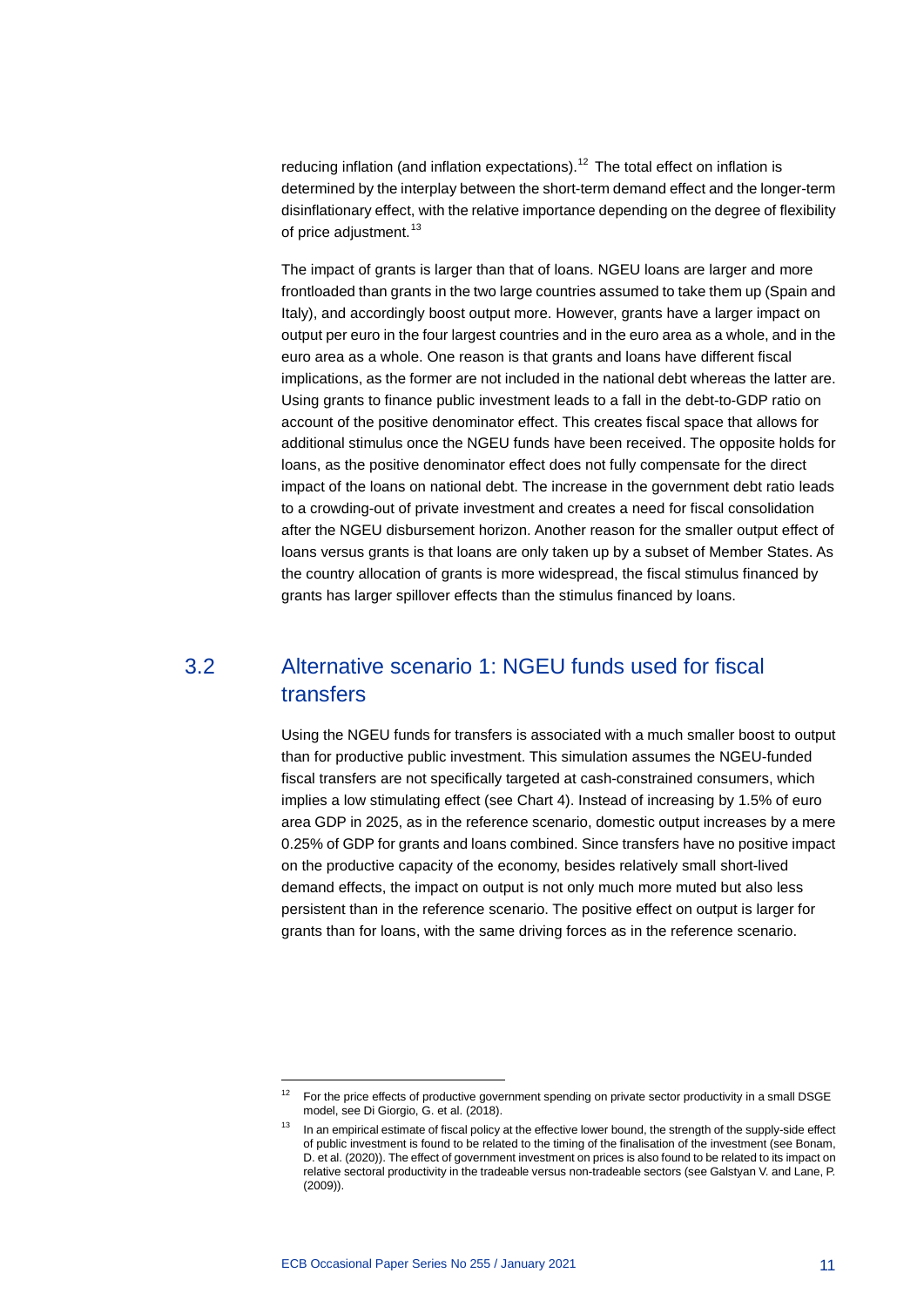reducing inflation (and inflation expectations).[12] The total effect on inflation is determined by the interplay between the short-term demand effect and the longer-term disinflationary effect, with the relative importance depending on the degree of flexibility of price adjustment.[13]

The impact of grants is larger than that of loans. NGEU loans are larger and more frontloaded than grants in the two large countries assumed to take them up (Spain and Italy), and accordingly boost output more. However, grants have a larger impact on output per euro in the four largest countries and in the euro area as a whole, and in the euro area as a whole. One reason is that grants and loans have different fiscal implications, as the former are not included in the national debt whereas the latter are. Using grants to finance public investment leads to a fall in the debt-to-GDP ratio on account of the positive denominator effect. This creates fiscal space that allows for additional stimulus once the NGEU funds have been received. The opposite holds for loans, as the positive denominator effect does not fully compensate for the direct impact of the loans on national debt. The increase in the government debt ratio leads to a crowding-out of private investment and creates a need for fiscal consolidation after the NGEU disbursement horizon. Another reason for the smaller output effect of loans versus grants is that loans are only taken up by a subset of Member States. As the country allocation of grants is more widespread, the fiscal stimulus financed by grants has larger spillover effects than the stimulus financed by loans.

## 3.2 Alternative scenario 1: NGEU funds used for fiscal transfers

Using the NGEU funds for transfers is associated with a much smaller boost to output than for productive public investment. This simulation assumes the NGEU-funded fiscal transfers are not specifically targeted at cash-constrained consumers, which implies a low stimulating effect (see Chart 4). Instead of increasing by 1.5% of euro area GDP in 2025, as in the reference scenario, domestic output increases by a mere 0.25% of GDP for grants and loans combined. Since transfers have no positive impact on the productive capacity of the economy, besides relatively small short-lived demand effects, the impact on output is not only much more muted but also less persistent than in the reference scenario. The positive effect on output is larger for grants than for loans, with the same driving forces as in the reference scenario.

---

[12] For the price effects of productive government spending on private sector productivity in a small DSGE model, see Di Giorgio, G. et al. (2018).

[13] In an empirical estimate of fiscal policy at the effective lower bound, the strength of the supply-side effect of public investment is found to be related to the timing of the finalisation of the investment (see Bonam, D. et al. (2020)). The effect of government investment on prices is also found to be related to its impact on relative sectoral productivity in the tradeable versus non-tradeable sectors (see Galstyan V. and Lane, P. (2009)).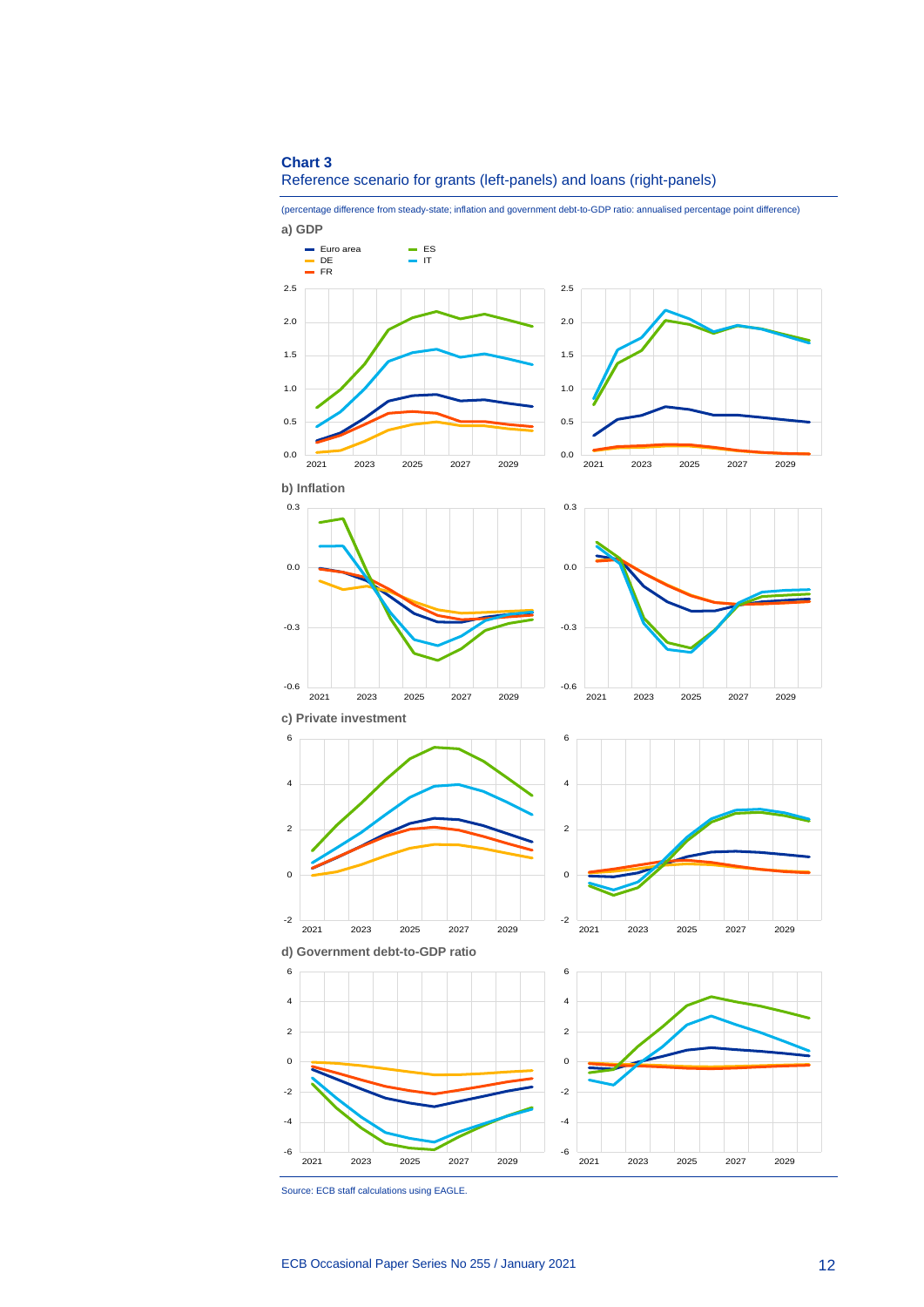**Chart 3**

Reference scenario for grants (left-panels) and loans (right-panels)

(percentage difference from steady-state; inflation and government debt-to-GDP ratio: annualised percentage point difference)

**a) GDP**

**b) Inflation**

**c) Private investment**

**d) Government debt-to-GDP ratio**

Source: ECB staff calculations using EAGLE.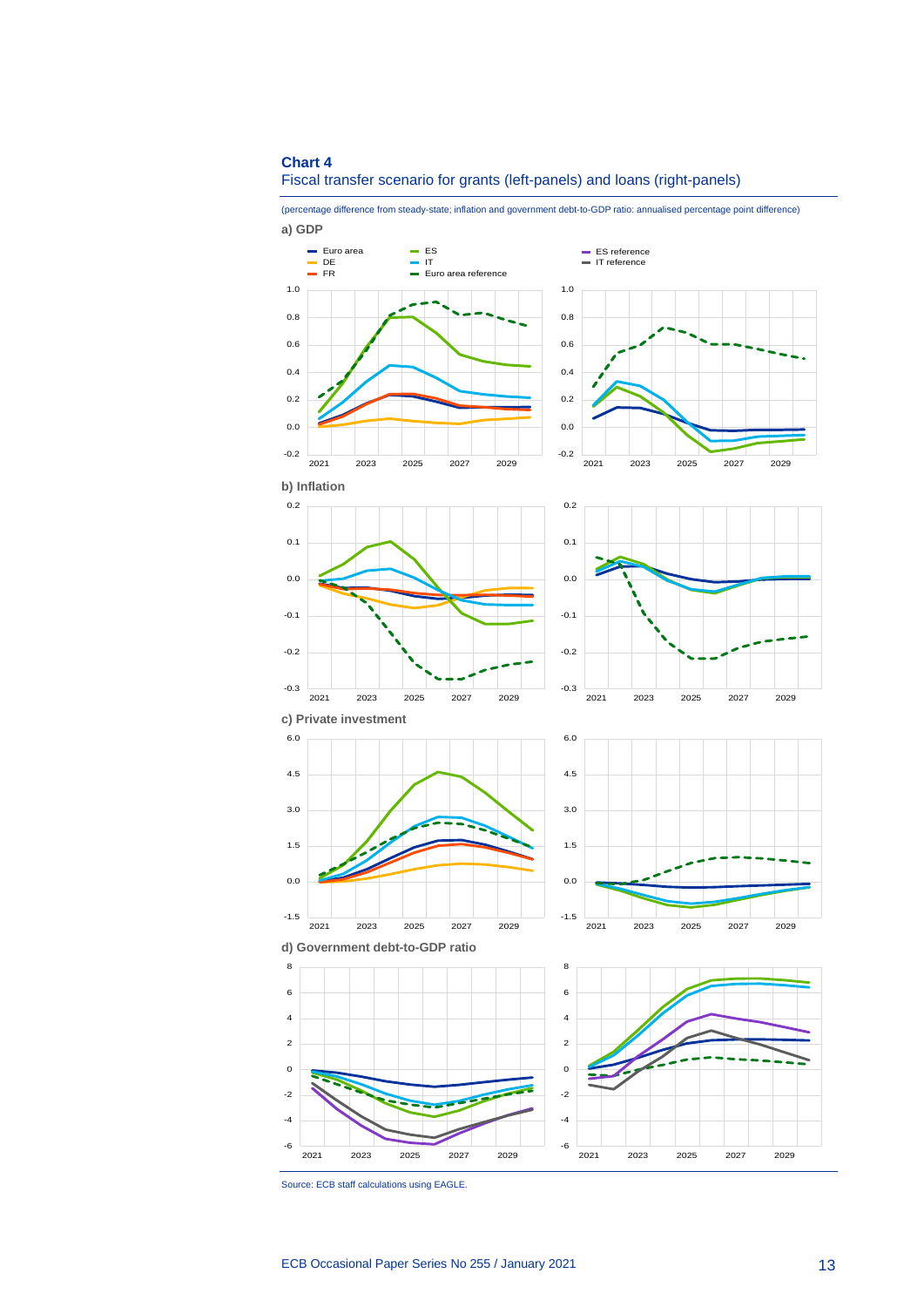**Chart 4**

Fiscal transfer scenario for grants (left-panels) and loans (right-panels)

(percentage difference from steady-state; inflation and government debt-to-GDP ratio: annualised percentage point difference)

**a) GDP**

**b) Inflation**

**c) Private investment**

**d) Government debt-to-GDP ratio**

Source: ECB staff calculations using EAGLE.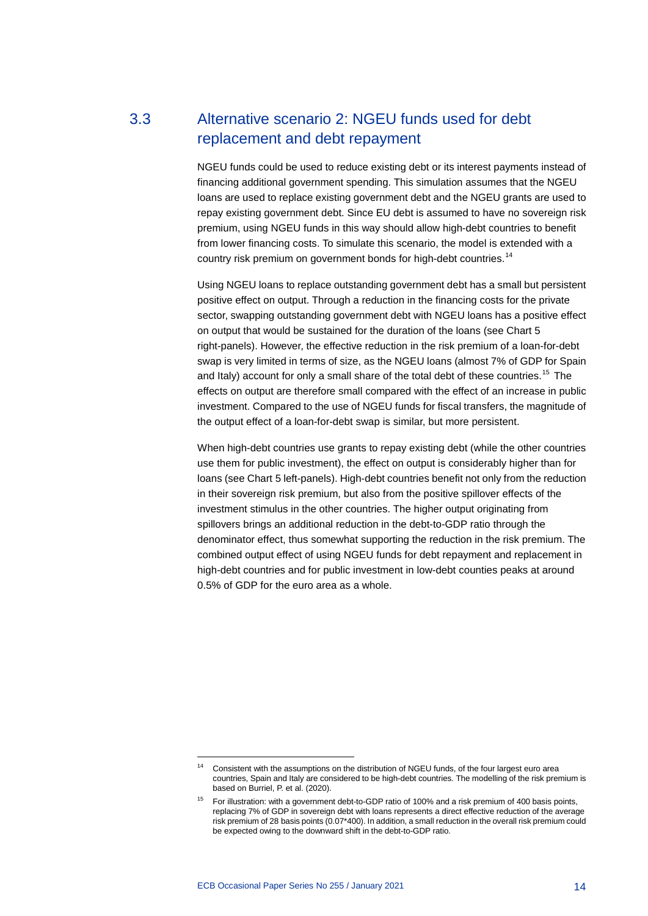## 3.3 Alternative scenario 2: NGEU funds used for debt replacement and debt repayment

NGEU funds could be used to reduce existing debt or its interest payments instead of financing additional government spending. This simulation assumes that the NGEU loans are used to replace existing government debt and the NGEU grants are used to repay existing government debt. Since EU debt is assumed to have no sovereign risk premium, using NGEU funds in this way should allow high-debt countries to benefit from lower financing costs. To simulate this scenario, the model is extended with a country risk premium on government bonds for high-debt countries.[14]

Using NGEU loans to replace outstanding government debt has a small but persistent positive effect on output. Through a reduction in the financing costs for the private sector, swapping outstanding government debt with NGEU loans has a positive effect on output that would be sustained for the duration of the loans (see Chart 5 right-panels). However, the effective reduction in the risk premium of a loan-for-debt swap is very limited in terms of size, as the NGEU loans (almost 7% of GDP for Spain and Italy) account for only a small share of the total debt of these countries.[15] The effects on output are therefore small compared with the effect of an increase in public investment. Compared to the use of NGEU funds for fiscal transfers, the magnitude of the output effect of a loan-for-debt swap is similar, but more persistent.

When high-debt countries use grants to repay existing debt (while the other countries use them for public investment), the effect on output is considerably higher than for loans (see Chart 5 left-panels). High-debt countries benefit not only from the reduction in their sovereign risk premium, but also from the positive spillover effects of the investment stimulus in the other countries. The higher output originating from spillovers brings an additional reduction in the debt-to-GDP ratio through the denominator effect, thus somewhat supporting the reduction in the risk premium. The combined output effect of using NGEU funds for debt repayment and replacement in high-debt countries and for public investment in low-debt counties peaks at around 0.5% of GDP for the euro area as a whole.

---

[14] Consistent with the assumptions on the distribution of NGEU funds, of the four largest euro area countries, Spain and Italy are considered to be high-debt countries. The modelling of the risk premium is based on Burriel, P. et al. (2020).

[15] For illustration: with a government debt-to-GDP ratio of 100% and a risk premium of 400 basis points, replacing 7% of GDP in sovereign debt with loans represents a direct effective reduction of the average risk premium of 28 basis points (0.07*400). In addition, a small reduction in the overall risk premium could be expected owing to the downward shift in the debt-to-GDP ratio.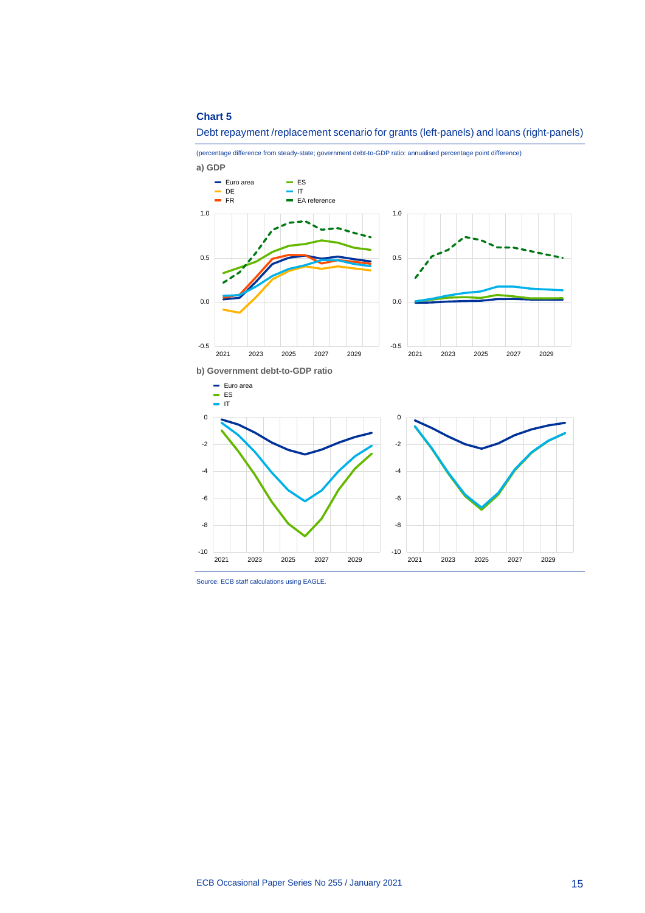**Chart 5**

Debt repayment /replacement scenario for grants (left-panels) and loans (right-panels)

(percentage difference from steady-state; government debt-to-GDP ratio: annualised percentage point difference)

**a) GDP**

**b) Government debt-to-GDP ratio**

Source: ECB staff calculations using EAGLE.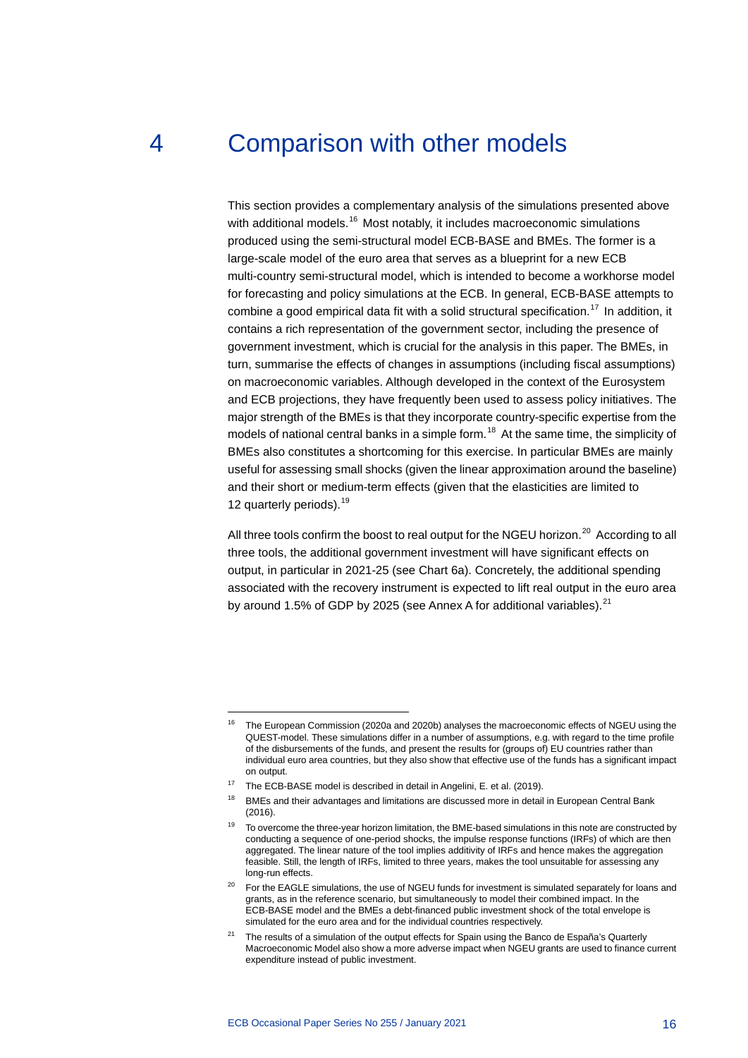# 4 Comparison with other models

This section provides a complementary analysis of the simulations presented above with additional models.[16] Most notably, it includes macroeconomic simulations produced using the semi-structural model ECB-BASE and BMEs. The former is a large-scale model of the euro area that serves as a blueprint for a new ECB multi-country semi-structural model, which is intended to become a workhorse model for forecasting and policy simulations at the ECB. In general, ECB-BASE attempts to combine a good empirical data fit with a solid structural specification.[17] In addition, it contains a rich representation of the government sector, including the presence of government investment, which is crucial for the analysis in this paper. The BMEs, in turn, summarise the effects of changes in assumptions (including fiscal assumptions) on macroeconomic variables. Although developed in the context of the Eurosystem and ECB projections, they have frequently been used to assess policy initiatives. The major strength of the BMEs is that they incorporate country-specific expertise from the models of national central banks in a simple form.[18] At the same time, the simplicity of BMEs also constitutes a shortcoming for this exercise. In particular BMEs are mainly useful for assessing small shocks (given the linear approximation around the baseline) and their short or medium-term effects (given that the elasticities are limited to 12 quarterly periods).[19]

All three tools confirm the boost to real output for the NGEU horizon.[20] According to all three tools, the additional government investment will have significant effects on output, in particular in 2021-25 (see Chart 6a). Concretely, the additional spending associated with the recovery instrument is expected to lift real output in the euro area by around 1.5% of GDP by 2025 (see Annex A for additional variables).[21]

---

[16] The European Commission (2020a and 2020b) analyses the macroeconomic effects of NGEU using the QUEST-model. These simulations differ in a number of assumptions, e.g. with regard to the time profile of the disbursements of the funds, and present the results for (groups of) EU countries rather than individual euro area countries, but they also show that effective use of the funds has a significant impact on output.

[17] The ECB-BASE model is described in detail in Angelini, E. et al. (2019).

[18] BMEs and their advantages and limitations are discussed more in detail in European Central Bank (2016).

[19] To overcome the three-year horizon limitation, the BME-based simulations in this note are constructed by conducting a sequence of one-period shocks, the impulse response functions (IRFs) of which are then aggregated. The linear nature of the tool implies additivity of IRFs and hence makes the aggregation feasible. Still, the length of IRFs, limited to three years, makes the tool unsuitable for assessing any long-run effects.

[20] For the EAGLE simulations, the use of NGEU funds for investment is simulated separately for loans and grants, as in the reference scenario, but simultaneously to model their combined impact. In the ECB-BASE model and the BMEs a debt-financed public investment shock of the total envelope is simulated for the euro area and for the individual countries respectively.

[21] The results of a simulation of the output effects for Spain using the Banco de España's Quarterly Macroeconomic Model also show a more adverse impact when NGEU grants are used to finance current expenditure instead of public investment.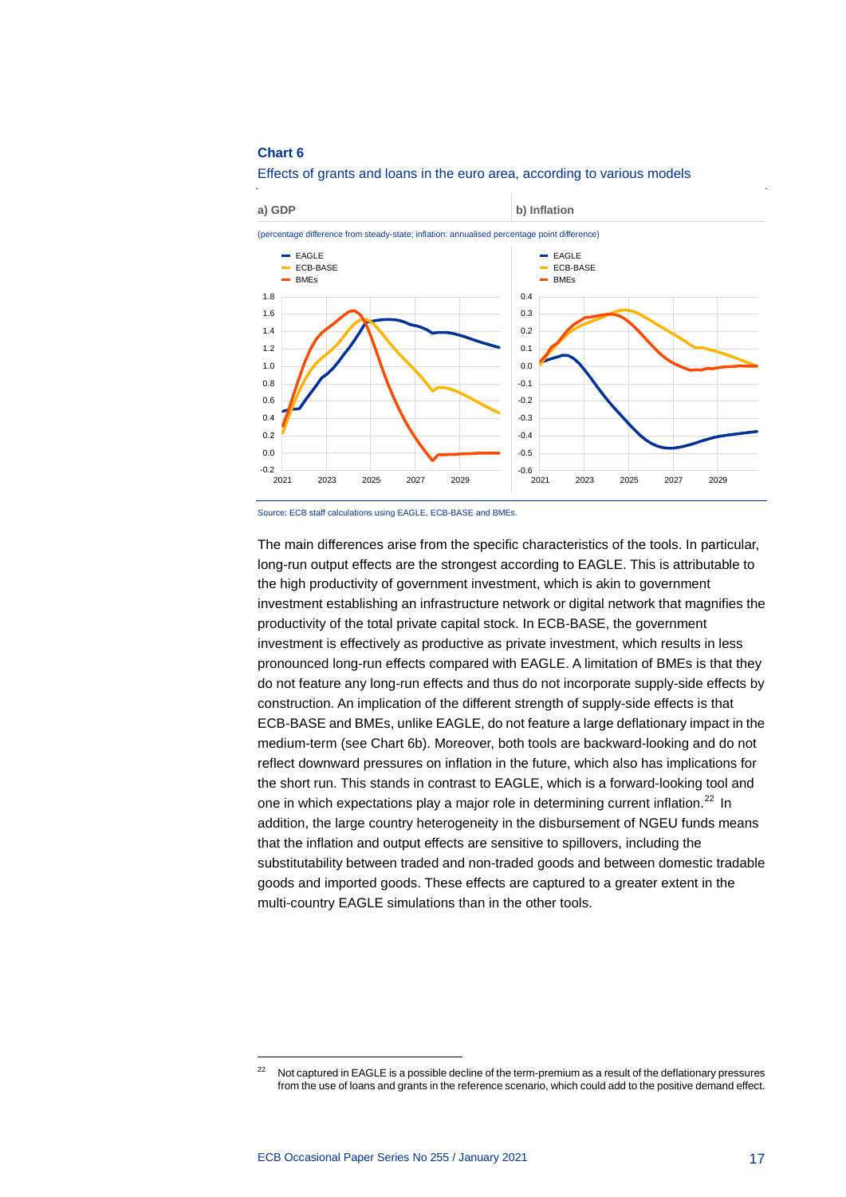**Chart 6**

Effects of grants and loans in the euro area, according to various models

a) GDP

b) Inflation

(percentage difference from steady-state; inflation: annualised percentage point difference)

Source: ECB staff calculations using EAGLE, ECB-BASE and BMEs.

The main differences arise from the specific characteristics of the tools. In particular, long-run output effects are the strongest according to EAGLE. This is attributable to the high productivity of government investment, which is akin to government investment establishing an infrastructure network or digital network that magnifies the productivity of the total private capital stock. In ECB-BASE, the government investment is effectively as productive as private investment, which results in less pronounced long-run effects compared with EAGLE. A limitation of BMEs is that they do not feature any long-run effects and thus do not incorporate supply-side effects by construction. An implication of the different strength of supply-side effects is that ECB-BASE and BMEs, unlike EAGLE, do not feature a large deflationary impact in the medium-term (see Chart 6b). Moreover, both tools are backward-looking and do not reflect downward pressures on inflation in the future, which also has implications for the short run. This stands in contrast to EAGLE, which is a forward-looking tool and one in which expectations play a major role in determining current inflation.[22] In addition, the large country heterogeneity in the disbursement of NGEU funds means that the inflation and output effects are sensitive to spillovers, including the substitutability between traded and non-traded goods and between domestic tradable goods and imported goods. These effects are captured to a greater extent in the multi-country EAGLE simulations than in the other tools.

[22] Not captured in EAGLE is a possible decline of the term-premium as a result of the deflationary pressures from the use of loans and grants in the reference scenario, which could add to the positive demand effect.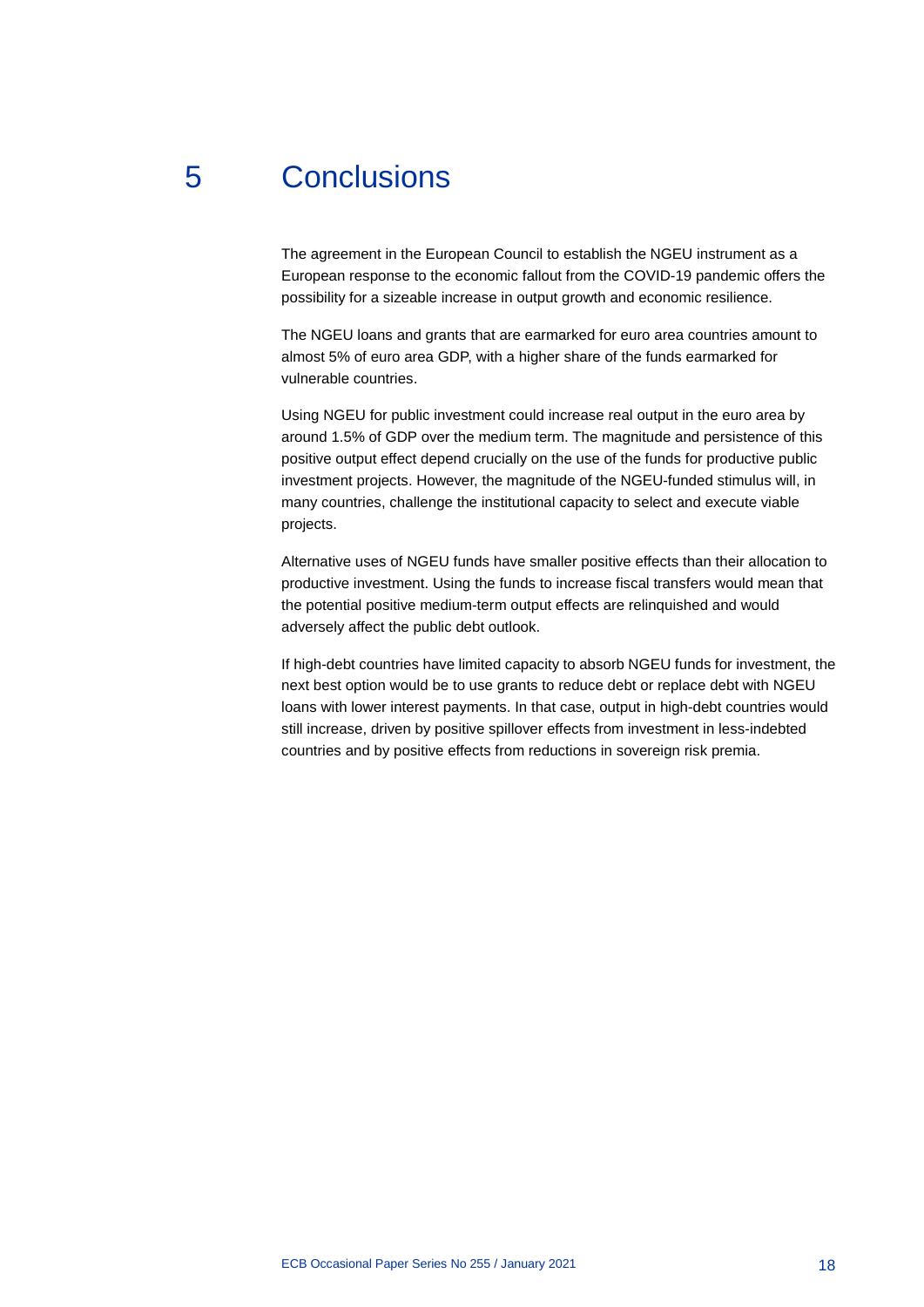# 5 Conclusions

The agreement in the European Council to establish the NGEU instrument as a European response to the economic fallout from the COVID-19 pandemic offers the possibility for a sizeable increase in output growth and economic resilience.

The NGEU loans and grants that are earmarked for euro area countries amount to almost 5% of euro area GDP, with a higher share of the funds earmarked for vulnerable countries.

Using NGEU for public investment could increase real output in the euro area by around 1.5% of GDP over the medium term. The magnitude and persistence of this positive output effect depend crucially on the use of the funds for productive public investment projects. However, the magnitude of the NGEU-funded stimulus will, in many countries, challenge the institutional capacity to select and execute viable projects.

Alternative uses of NGEU funds have smaller positive effects than their allocation to productive investment. Using the funds to increase fiscal transfers would mean that the potential positive medium-term output effects are relinquished and would adversely affect the public debt outlook.

If high-debt countries have limited capacity to absorb NGEU funds for investment, the next best option would be to use grants to reduce debt or replace debt with NGEU loans with lower interest payments. In that case, output in high-debt countries would still increase, driven by positive spillover effects from investment in less-indebted countries and by positive effects from reductions in sovereign risk premia.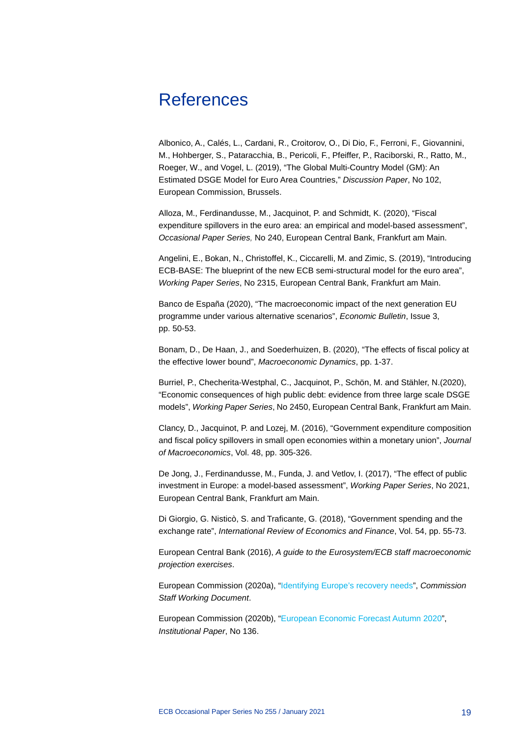# References

Albonico, A., Calés, L., Cardani, R., Croitorov, O., Di Dio, F., Ferroni, F., Giovannini, M., Hohberger, S., Pataracchia, B., Pericoli, F., Pfeiffer, P., Raciborski, R., Ratto, M., Roeger, W., and Vogel, L. (2019), "The Global Multi-Country Model (GM): An Estimated DSGE Model for Euro Area Countries," *Discussion Paper*, No 102, European Commission, Brussels.

Alloza, M., Ferdinandusse, M., Jacquinot, P. and Schmidt, K. (2020), "Fiscal expenditure spillovers in the euro area: an empirical and model-based assessment", *Occasional Paper Series,* No 240, European Central Bank, Frankfurt am Main.

Angelini, E., Bokan, N., Christoffel, K., Ciccarelli, M. and Zimic, S. (2019), "Introducing ECB-BASE: The blueprint of the new ECB semi-structural model for the euro area", *Working Paper Series*, No 2315, European Central Bank, Frankfurt am Main.

Banco de España (2020), "The macroeconomic impact of the next generation EU programme under various alternative scenarios", *Economic Bulletin*, Issue 3, pp. 50-53.

Bonam, D., De Haan, J., and Soederhuizen, B. (2020), "The effects of fiscal policy at the effective lower bound", *Macroeconomic Dynamics*, pp. 1-37.

Burriel, P., Checherita-Westphal, C., Jacquinot, P., Schön, M. and Stähler, N.(2020), "Economic consequences of high public debt: evidence from three large scale DSGE models", *Working Paper Series*, No 2450, European Central Bank, Frankfurt am Main.

Clancy, D., Jacquinot, P. and Lozej, M. (2016), "Government expenditure composition and fiscal policy spillovers in small open economies within a monetary union", *Journal of Macroeconomics*, Vol. 48, pp. 305-326.

De Jong, J., Ferdinandusse, M., Funda, J. and Vetlov, I. (2017), "The effect of public investment in Europe: a model-based assessment", *Working Paper Series*, No 2021, European Central Bank, Frankfurt am Main.

Di Giorgio, G. Nisticò, S. and Traficante, G. (2018), "Government spending and the exchange rate", *International Review of Economics and Finance*, Vol. 54, pp. 55-73.

European Central Bank (2016), *A guide to the Eurosystem/ECB staff macroeconomic projection exercises*.

European Commission (2020a), "Identifying Europe's recovery needs", *Commission Staff Working Document*.

European Commission (2020b), "European Economic Forecast Autumn 2020", *Institutional Paper*, No 136.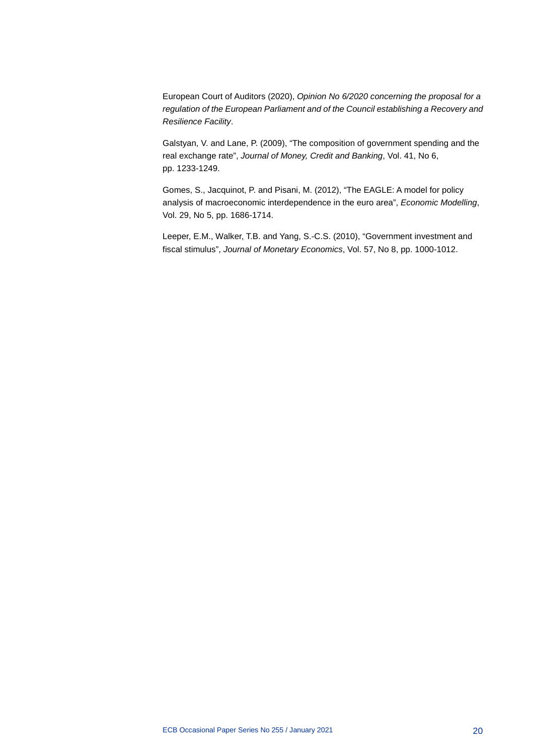European Court of Auditors (2020), *Opinion No 6/2020 concerning the proposal for a regulation of the European Parliament and of the Council establishing a Recovery and Resilience Facility*.

Galstyan, V. and Lane, P. (2009), "The composition of government spending and the real exchange rate", *Journal of Money, Credit and Banking*, Vol. 41, No 6, pp. 1233-1249.

Gomes, S., Jacquinot, P. and Pisani, M. (2012), "The EAGLE: A model for policy analysis of macroeconomic interdependence in the euro area", *Economic Modelling*, Vol. 29, No 5, pp. 1686-1714.

Leeper, E.M., Walker, T.B. and Yang, S.-C.S. (2010), "Government investment and fiscal stimulus", *Journal of Monetary Economics*, Vol. 57, No 8, pp. 1000-1012.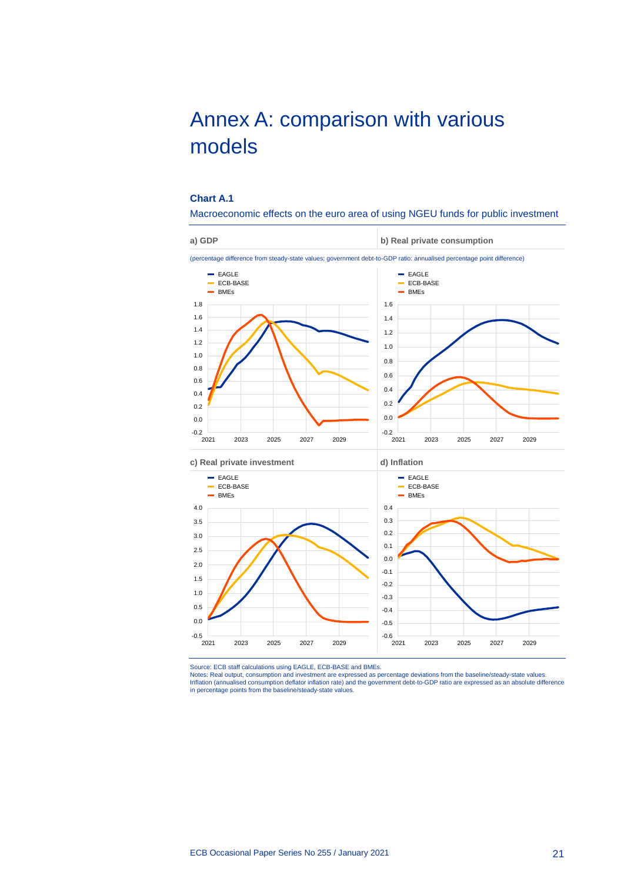# Annex A: comparison with various models

**Chart A.1**

Macroeconomic effects on the euro area of using NGEU funds for public investment

a) GDP

b) Real private consumption

(percentage difference from steady-state values; government debt-to-GDP ratio: annualised percentage point difference)

c) Real private investment

d) Inflation

Source: ECB staff calculations using EAGLE, ECB-BASE and BMEs.
Notes: Real output, consumption and investment are expressed as percentage deviations from the baseline/steady-state values. Inflation (annualised consumption deflator inflation rate) and the government debt-to-GDP ratio are expressed as an absolute difference in percentage points from the baseline/steady-state values.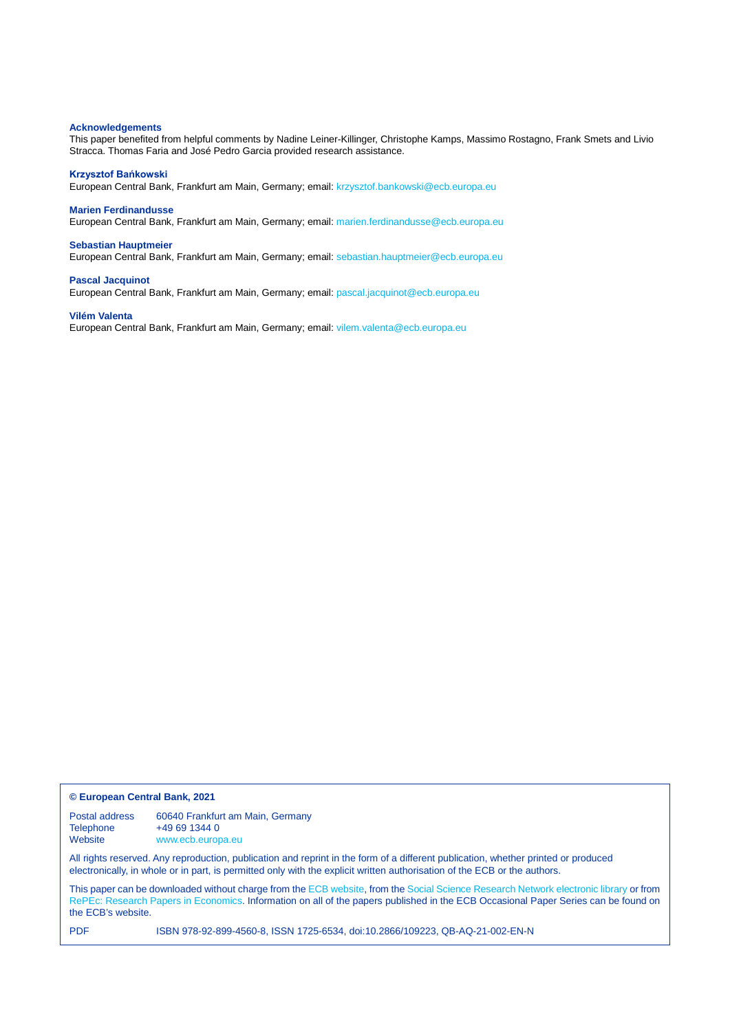**Acknowledgements**

This paper benefited from helpful comments by Nadine Leiner-Killinger, Christophe Kamps, Massimo Rostagno, Frank Smets and Livio Stracca. Thomas Faria and José Pedro Garcia provided research assistance.

**Krzysztof Bańkowski**

European Central Bank, Frankfurt am Main, Germany; email: krzysztof.bankowski@ecb.europa.eu

**Marien Ferdinandusse**

European Central Bank, Frankfurt am Main, Germany; email: marien.ferdinandusse@ecb.europa.eu

**Sebastian Hauptmeier**

European Central Bank, Frankfurt am Main, Germany; email: sebastian.hauptmeier@ecb.europa.eu

**Pascal Jacquinot**

European Central Bank, Frankfurt am Main, Germany; email: pascal.jacquinot@ecb.europa.eu

**Vilém Valenta**

European Central Bank, Frankfurt am Main, Germany; email: vilem.valenta@ecb.europa.eu

**© European Central Bank, 2021**

| | |
|---|---|
| Postal address | 60640 Frankfurt am Main, Germany |
| Telephone | +49 69 1344 0 |
| Website | www.ecb.europa.eu |

All rights reserved. Any reproduction, publication and reprint in the form of a different publication, whether printed or produced electronically, in whole or in part, is permitted only with the explicit written authorisation of the ECB or the authors.

This paper can be downloaded without charge from the ECB website, from the Social Science Research Network electronic library or from RePEc: Research Papers in Economics. Information on all of the papers published in the ECB Occasional Paper Series can be found on the ECB's website.

| | |
|---|---|
| PDF | ISBN 978-92-899-4560-8, ISSN 1725-6534, doi:10.2866/109223, QB-AQ-21-002-EN-N |